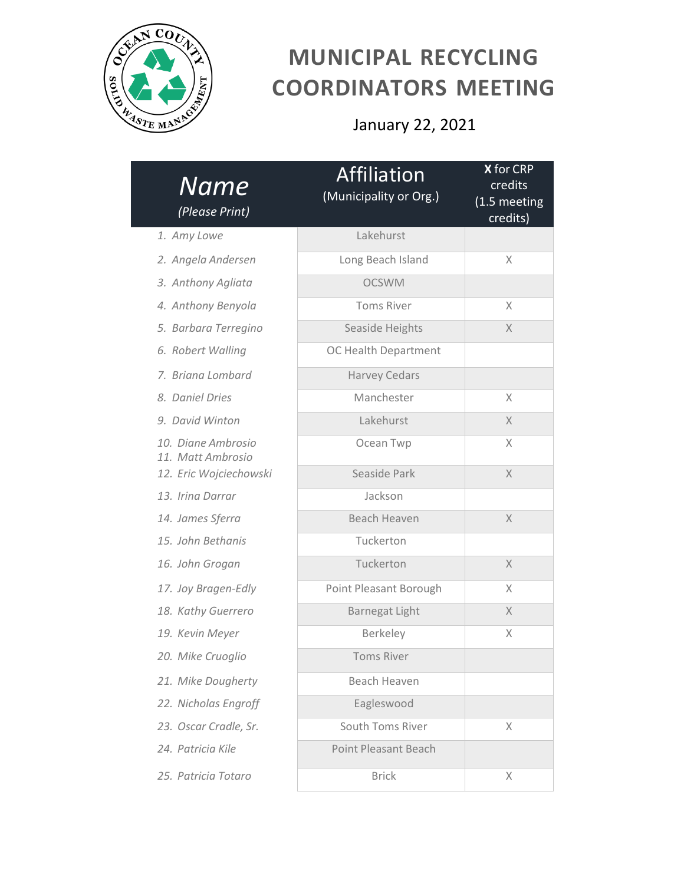# MUNICIPAL RECYCLING COORDINATORS MEETING

January 22, 2021

| *Name* *(Please Print)* | Affiliation (Municipality or Org.) | **X** for CRP credits (1.5 meeting credits) |
|---|---|---|
| 1. *Amy Lowe* | Lakehurst | |
| 2. *Angela Andersen* | Long Beach Island | X |
| 3. *Anthony Agliata* | OCSWM | |
| 4. *Anthony Benyola* | Toms River | X |
| 5. *Barbara Terregino* | Seaside Heights | X |
| 6. *Robert Walling* | OC Health Department | |
| 7. *Briana Lombard* | Harvey Cedars | |
| 8. *Daniel Dries* | Manchester | X |
| 9. *David Winton* | Lakehurst | X |
| 10. *Diane Ambrosio* 11. *Matt Ambrosio* | Ocean Twp | X |
| 12. *Eric Wojciechowski* | Seaside Park | X |
| 13. *Irina Darrar* | Jackson | |
| 14. *James Sferra* | Beach Heaven | X |
| 15. *John Bethanis* | Tuckerton | |
| 16. *John Grogan* | Tuckerton | X |
| 17. *Joy Bragen-Edly* | Point Pleasant Borough | X |
| 18. *Kathy Guerrero* | Barnegat Light | X |
| 19. *Kevin Meyer* | Berkeley | X |
| 20. *Mike Cruoglio* | Toms River | |
| 21. *Mike Dougherty* | Beach Heaven | |
| 22. *Nicholas Engroff* | Eagleswood | |
| 23. *Oscar Cradle, Sr.* | South Toms River | X |
| 24. *Patricia Kile* | Point Pleasant Beach | |
| 25. *Patricia Totaro* | Brick | X |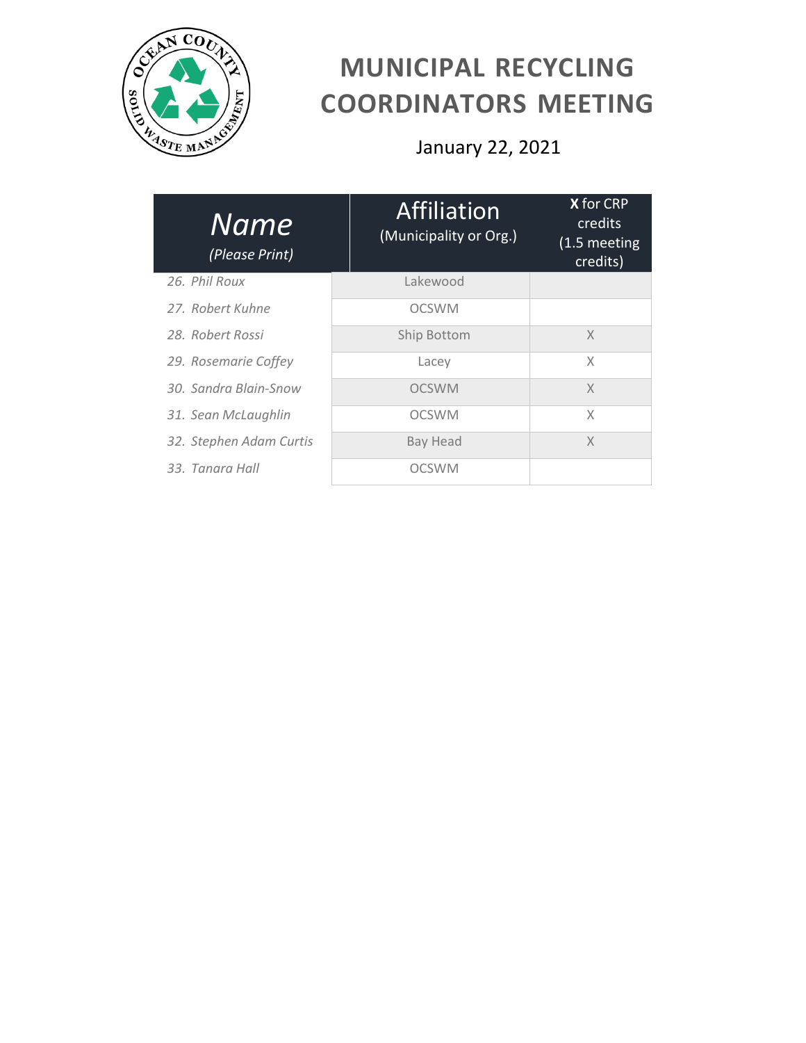# MUNICIPAL RECYCLING COORDINATORS MEETING

January 22, 2021

| *Name* *(Please Print)* | Affiliation (Municipality or Org.) | **X** for CRP credits (1.5 meeting credits) |
|---|---|---|
| 26. *Phil Roux* | Lakewood | |
| 27. *Robert Kuhne* | OCSWM | |
| 28. *Robert Rossi* | Ship Bottom | X |
| 29. *Rosemarie Coffey* | Lacey | X |
| 30. *Sandra Blain-Snow* | OCSWM | X |
| 31. *Sean McLaughlin* | OCSWM | X |
| 32. *Stephen Adam Curtis* | Bay Head | X |
| 33. *Tanara Hall* | OCSWM | |